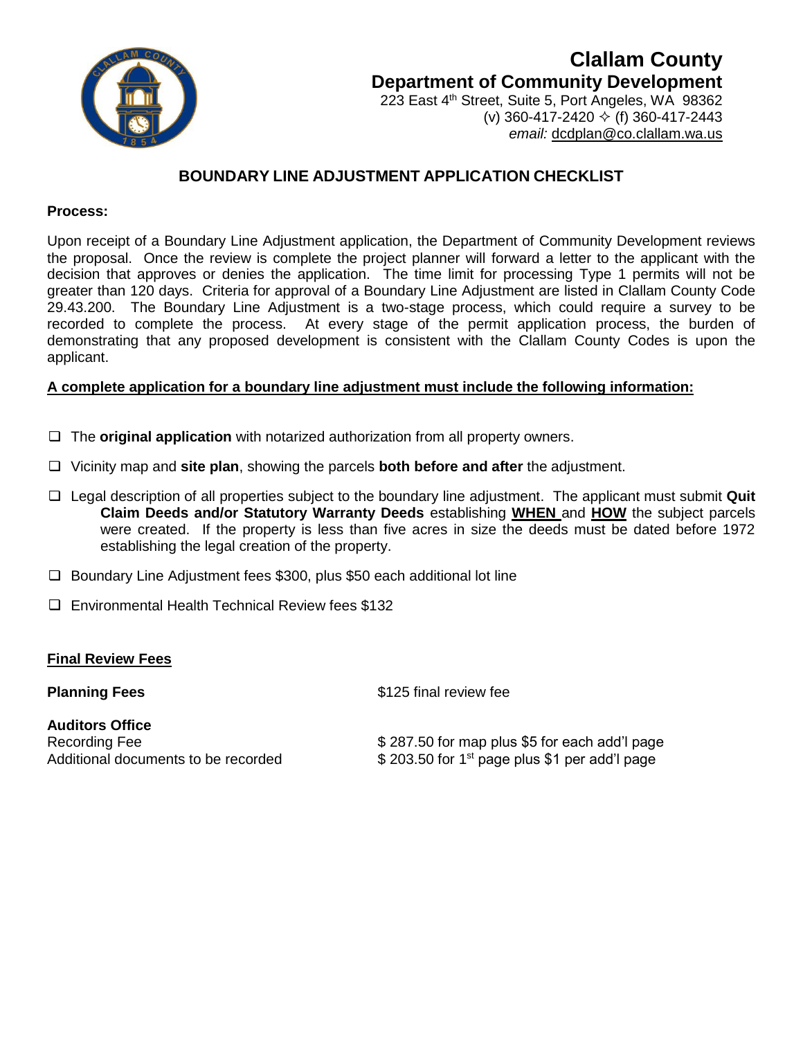# Clallam County

## Department of Community Development

223 East 4th Street, Suite 5, Port Angeles, WA 98362
(v) 360-417-2420 ✧ (f) 360-417-2443
*email:* dcdplan@co.clallam.wa.us

## BOUNDARY LINE ADJUSTMENT APPLICATION CHECKLIST

**Process:**

Upon receipt of a Boundary Line Adjustment application, the Department of Community Development reviews the proposal. Once the review is complete the project planner will forward a letter to the applicant with the decision that approves or denies the application. The time limit for processing Type 1 permits will not be greater than 120 days. Criteria for approval of a Boundary Line Adjustment are listed in Clallam County Code 29.43.200. The Boundary Line Adjustment is a two-stage process, which could require a survey to be recorded to complete the process. At every stage of the permit application process, the burden of demonstrating that any proposed development is consistent with the Clallam County Codes is upon the applicant.

**A complete application for a boundary line adjustment must include the following information:**

- ☐ The **original application** with notarized authorization from all property owners.
- ☐ Vicinity map and **site plan**, showing the parcels **both before and after** the adjustment.
- ☐ Legal description of all properties subject to the boundary line adjustment. The applicant must submit **Quit Claim Deeds and/or Statutory Warranty Deeds** establishing **WHEN** and **HOW** the subject parcels were created. If the property is less than five acres in size the deeds must be dated before 1972 establishing the legal creation of the property.
- ☐ Boundary Line Adjustment fees $300, plus $50 each additional lot line
- ☐ Environmental Health Technical Review fees $132

**Final Review Fees**

| | |
|---|---|
| **Planning Fees** | $125 final review fee |
| **Auditors Office** | |
| Recording Fee | $ 287.50 for map plus $5 for each add'l page |
| Additional documents to be recorded | $ 203.50 for 1st page plus $1 per add'l page |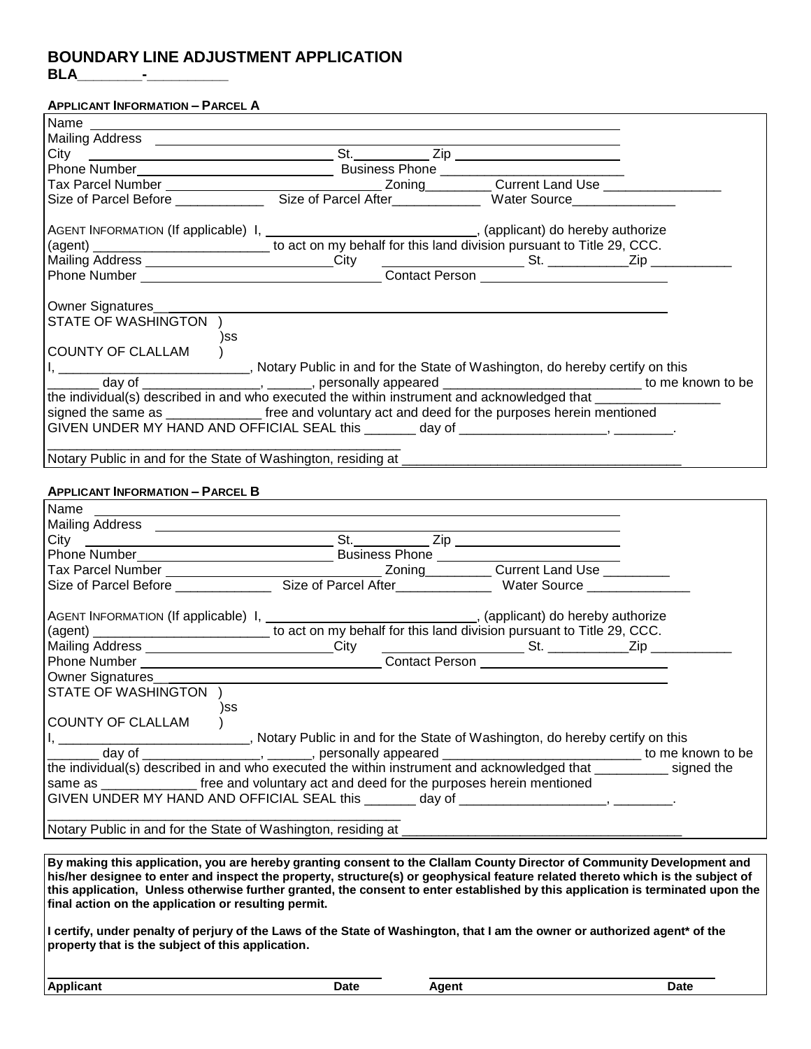# BOUNDARY LINE ADJUSTMENT APPLICATION

**BLA________-__________**

**APPLICANT INFORMATION – PARCEL A**

Name ______________________________________________________________________

Mailing Address ____________________________________________________________

City ________________________________ St.__________ Zip ______________________

Phone Number__________________________ Business Phone _________________________

Tax Parcel Number ____________________________ Zoning_________ Current Land Use ________________

Size of Parcel Before ____________ Size of Parcel After____________ Water Source______________

AGENT INFORMATION (If applicable) I, ____________________________, (applicant) do hereby authorize (agent) ________________________ to act on my behalf for this land division pursuant to Title 29, CCC.

Mailing Address __________________________City ___________________ St. ___________Zip ___________

Phone Number _______________________________ Contact Person ________________________

Owner Signatures__________________________________________________________________

STATE OF WASHINGTON )
)ss
COUNTY OF CLALLAM )

I, __________________________, Notary Public in and for the State of Washington, do hereby certify on this _______ day of ________________, ______, personally appeared ___________________________ to me known to be the individual(s) described in and who executed the within instrument and acknowledged that _________________ signed the same as _____________ free and voluntary act and deed for the purposes herein mentioned

GIVEN UNDER MY HAND AND OFFICIAL SEAL this _______ day of ____________________, ________.

__________________________________________________

Notary Public in and for the State of Washington, residing at ______________________________________

**APPLICANT INFORMATION – PARCEL B**

Name ______________________________________________________________________

Mailing Address ____________________________________________________________

City ________________________________ St.__________ Zip ______________________

Phone Number__________________________ Business Phone _________________________

Tax Parcel Number ____________________________ Zoning_________ Current Land Use _________

Size of Parcel Before _____________ Size of Parcel After_____________ Water Source ______________

AGENT INFORMATION (If applicable) I, ____________________________, (applicant) do hereby authorize (agent) ________________________ to act on my behalf for this land division pursuant to Title 29, CCC.

Mailing Address __________________________City ___________________ St. ___________Zip ___________

Phone Number _______________________________ Contact Person ________________________

Owner Signatures__________________________________________________________________

STATE OF WASHINGTON )
)ss
COUNTY OF CLALLAM )

I, __________________________, Notary Public in and for the State of Washington, do hereby certify on this _______ day of ________________, ______, personally appeared ___________________________ to me known to be the individual(s) described in and who executed the within instrument and acknowledged that __________ signed the same as _____________ free and voluntary act and deed for the purposes herein mentioned

GIVEN UNDER MY HAND AND OFFICIAL SEAL this _______ day of ____________________, ________.

__________________________________________________

Notary Public in and for the State of Washington, residing at ______________________________________

**By making this application, you are hereby granting consent to the Clallam County Director of Community Development and his/her designee to enter and inspect the property, structure(s) or geophysical feature related thereto which is the subject of this application, Unless otherwise further granted, the consent to enter established by this application is terminated upon the final action on the application or resulting permit.**

**I certify, under penalty of perjury of the Laws of the State of Washington, that I am the owner or authorized agent\* of the property that is the subject of this application.**

| | | | |
|---|---|---|---|
| **Applicant** | **Date** | **Agent** | **Date** |